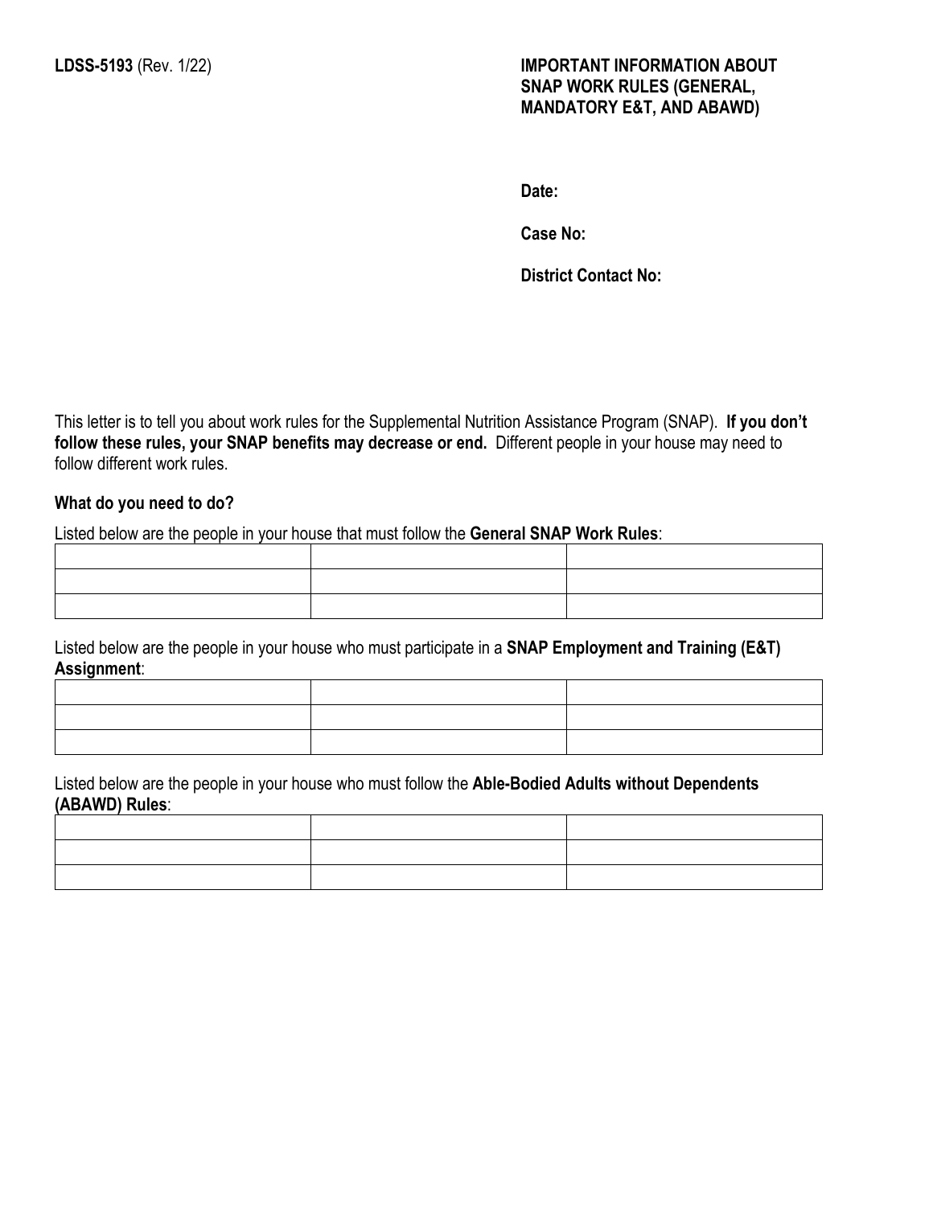**LDSS-5193** (Rev. 1/22)

# IMPORTANT INFORMATION ABOUT SNAP WORK RULES (GENERAL, MANDATORY E&T, AND ABAWD)

**Date:**

**Case No:**

**District Contact No:**

This letter is to tell you about work rules for the Supplemental Nutrition Assistance Program (SNAP). **If you don't follow these rules, your SNAP benefits may decrease or end.** Different people in your house may need to follow different work rules.

### What do you need to do?

Listed below are the people in your house that must follow the **General SNAP Work Rules**:

| | | |
|---|---|---|
| | | |
| | | |
| | | |

Listed below are the people in your house who must participate in a **SNAP Employment and Training (E&T) Assignment**:

| | | |
|---|---|---|
| | | |
| | | |
| | | |

Listed below are the people in your house who must follow the **Able-Bodied Adults without Dependents (ABAWD) Rules**:

| | | |
|---|---|---|
| | | |
| | | |
| | | |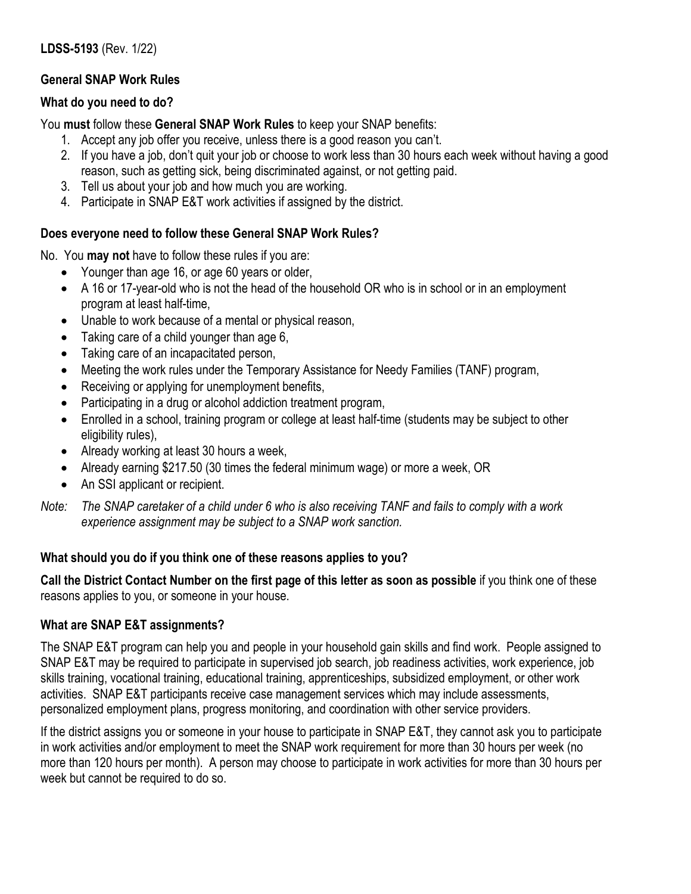**LDSS-5193** (Rev. 1/22)

## General SNAP Work Rules

### What do you need to do?

You **must** follow these **General SNAP Work Rules** to keep your SNAP benefits:

1. Accept any job offer you receive, unless there is a good reason you can't.
2. If you have a job, don't quit your job or choose to work less than 30 hours each week without having a good reason, such as getting sick, being discriminated against, or not getting paid.
3. Tell us about your job and how much you are working.
4. Participate in SNAP E&T work activities if assigned by the district.

### Does everyone need to follow these General SNAP Work Rules?

No. You **may not** have to follow these rules if you are:

- Younger than age 16, or age 60 years or older,
- A 16 or 17-year-old who is not the head of the household OR who is in school or in an employment program at least half-time,
- Unable to work because of a mental or physical reason,
- Taking care of a child younger than age 6,
- Taking care of an incapacitated person,
- Meeting the work rules under the Temporary Assistance for Needy Families (TANF) program,
- Receiving or applying for unemployment benefits,
- Participating in a drug or alcohol addiction treatment program,
- Enrolled in a school, training program or college at least half-time (students may be subject to other eligibility rules),
- Already working at least 30 hours a week,
- Already earning $217.50 (30 times the federal minimum wage) or more a week, OR
- An SSI applicant or recipient.

*Note: The SNAP caretaker of a child under 6 who is also receiving TANF and fails to comply with a work experience assignment may be subject to a SNAP work sanction.*

### What should you do if you think one of these reasons applies to you?

**Call the District Contact Number on the first page of this letter as soon as possible** if you think one of these reasons applies to you, or someone in your house.

### What are SNAP E&T assignments?

The SNAP E&T program can help you and people in your household gain skills and find work. People assigned to SNAP E&T may be required to participate in supervised job search, job readiness activities, work experience, job skills training, vocational training, educational training, apprenticeships, subsidized employment, or other work activities. SNAP E&T participants receive case management services which may include assessments, personalized employment plans, progress monitoring, and coordination with other service providers.

If the district assigns you or someone in your house to participate in SNAP E&T, they cannot ask you to participate in work activities and/or employment to meet the SNAP work requirement for more than 30 hours per week (no more than 120 hours per month). A person may choose to participate in work activities for more than 30 hours per week but cannot be required to do so.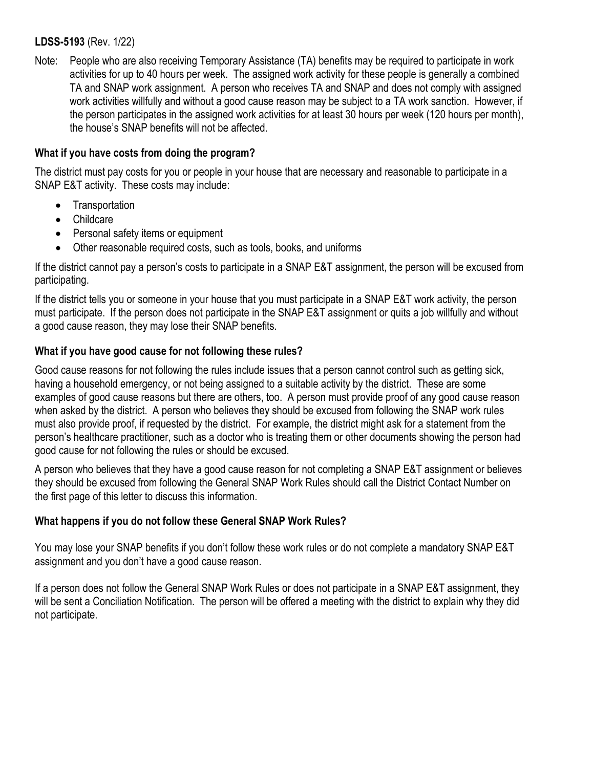Note: People who are also receiving Temporary Assistance (TA) benefits may be required to participate in work activities for up to 40 hours per week. The assigned work activity for these people is generally a combined TA and SNAP work assignment. A person who receives TA and SNAP and does not comply with assigned work activities willfully and without a good cause reason may be subject to a TA work sanction. However, if the person participates in the assigned work activities for at least 30 hours per week (120 hours per month), the house's SNAP benefits will not be affected.

### What if you have costs from doing the program?

The district must pay costs for you or people in your house that are necessary and reasonable to participate in a SNAP E&T activity. These costs may include:

- Transportation
- Childcare
- Personal safety items or equipment
- Other reasonable required costs, such as tools, books, and uniforms

If the district cannot pay a person's costs to participate in a SNAP E&T assignment, the person will be excused from participating.

If the district tells you or someone in your house that you must participate in a SNAP E&T work activity, the person must participate. If the person does not participate in the SNAP E&T assignment or quits a job willfully and without a good cause reason, they may lose their SNAP benefits.

### What if you have good cause for not following these rules?

Good cause reasons for not following the rules include issues that a person cannot control such as getting sick, having a household emergency, or not being assigned to a suitable activity by the district. These are some examples of good cause reasons but there are others, too. A person must provide proof of any good cause reason when asked by the district. A person who believes they should be excused from following the SNAP work rules must also provide proof, if requested by the district. For example, the district might ask for a statement from the person's healthcare practitioner, such as a doctor who is treating them or other documents showing the person had good cause for not following the rules or should be excused.

A person who believes that they have a good cause reason for not completing a SNAP E&T assignment or believes they should be excused from following the General SNAP Work Rules should call the District Contact Number on the first page of this letter to discuss this information.

### What happens if you do not follow these General SNAP Work Rules?

You may lose your SNAP benefits if you don't follow these work rules or do not complete a mandatory SNAP E&T assignment and you don't have a good cause reason.

If a person does not follow the General SNAP Work Rules or does not participate in a SNAP E&T assignment, they will be sent a Conciliation Notification. The person will be offered a meeting with the district to explain why they did not participate.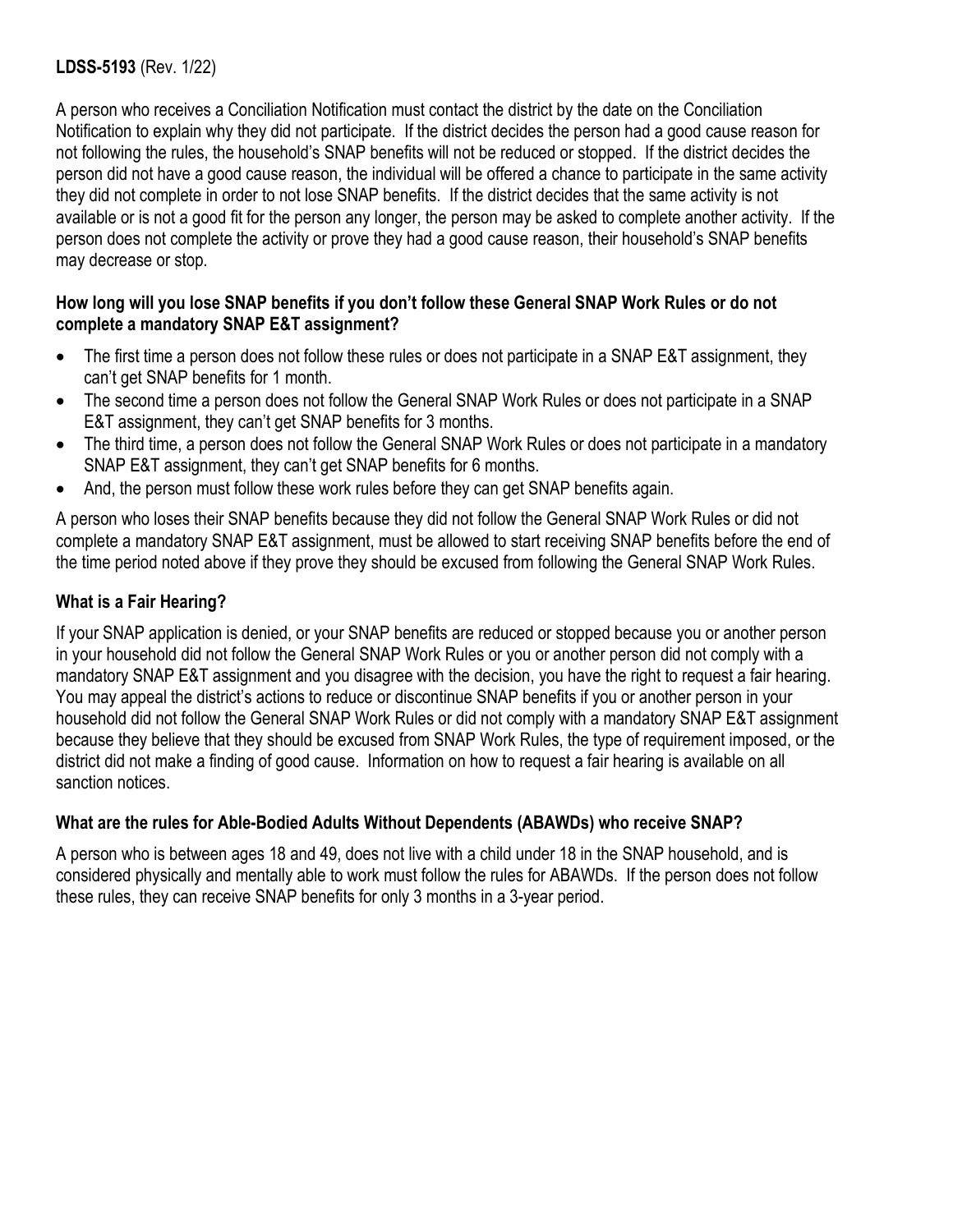**LDSS-5193** (Rev. 1/22)

A person who receives a Conciliation Notification must contact the district by the date on the Conciliation Notification to explain why they did not participate. If the district decides the person had a good cause reason for not following the rules, the household's SNAP benefits will not be reduced or stopped. If the district decides the person did not have a good cause reason, the individual will be offered a chance to participate in the same activity they did not complete in order to not lose SNAP benefits. If the district decides that the same activity is not available or is not a good fit for the person any longer, the person may be asked to complete another activity. If the person does not complete the activity or prove they had a good cause reason, their household's SNAP benefits may decrease or stop.

### How long will you lose SNAP benefits if you don't follow these General SNAP Work Rules or do not complete a mandatory SNAP E&T assignment?

- The first time a person does not follow these rules or does not participate in a SNAP E&T assignment, they can't get SNAP benefits for 1 month.
- The second time a person does not follow the General SNAP Work Rules or does not participate in a SNAP E&T assignment, they can't get SNAP benefits for 3 months.
- The third time, a person does not follow the General SNAP Work Rules or does not participate in a mandatory SNAP E&T assignment, they can't get SNAP benefits for 6 months.
- And, the person must follow these work rules before they can get SNAP benefits again.

A person who loses their SNAP benefits because they did not follow the General SNAP Work Rules or did not complete a mandatory SNAP E&T assignment, must be allowed to start receiving SNAP benefits before the end of the time period noted above if they prove they should be excused from following the General SNAP Work Rules.

### What is a Fair Hearing?

If your SNAP application is denied, or your SNAP benefits are reduced or stopped because you or another person in your household did not follow the General SNAP Work Rules or you or another person did not comply with a mandatory SNAP E&T assignment and you disagree with the decision, you have the right to request a fair hearing. You may appeal the district's actions to reduce or discontinue SNAP benefits if you or another person in your household did not follow the General SNAP Work Rules or did not comply with a mandatory SNAP E&T assignment because they believe that they should be excused from SNAP Work Rules, the type of requirement imposed, or the district did not make a finding of good cause. Information on how to request a fair hearing is available on all sanction notices.

### What are the rules for Able-Bodied Adults Without Dependents (ABAWDs) who receive SNAP?

A person who is between ages 18 and 49, does not live with a child under 18 in the SNAP household, and is considered physically and mentally able to work must follow the rules for ABAWDs. If the person does not follow these rules, they can receive SNAP benefits for only 3 months in a 3-year period.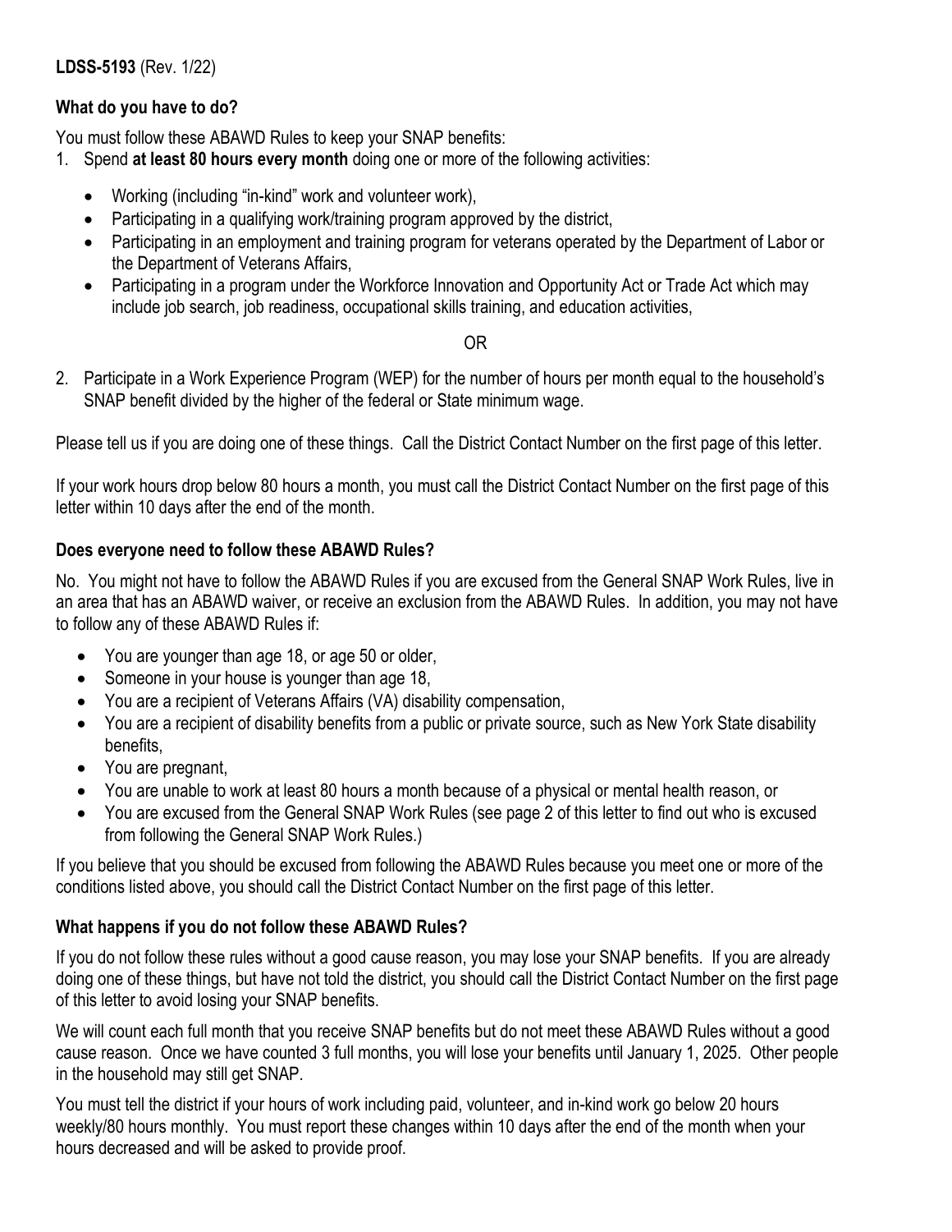**LDSS-5193** (Rev. 1/22)

### What do you have to do?

You must follow these ABAWD Rules to keep your SNAP benefits:

1. Spend **at least 80 hours every month** doing one or more of the following activities:
   - Working (including "in-kind" work and volunteer work),
   - Participating in a qualifying work/training program approved by the district,
   - Participating in an employment and training program for veterans operated by the Department of Labor or the Department of Veterans Affairs,
   - Participating in a program under the Workforce Innovation and Opportunity Act or Trade Act which may include job search, job readiness, occupational skills training, and education activities,

   OR

2. Participate in a Work Experience Program (WEP) for the number of hours per month equal to the household's SNAP benefit divided by the higher of the federal or State minimum wage.

Please tell us if you are doing one of these things. Call the District Contact Number on the first page of this letter.

If your work hours drop below 80 hours a month, you must call the District Contact Number on the first page of this letter within 10 days after the end of the month.

### Does everyone need to follow these ABAWD Rules?

No. You might not have to follow the ABAWD Rules if you are excused from the General SNAP Work Rules, live in an area that has an ABAWD waiver, or receive an exclusion from the ABAWD Rules. In addition, you may not have to follow any of these ABAWD Rules if:

- You are younger than age 18, or age 50 or older,
- Someone in your house is younger than age 18,
- You are a recipient of Veterans Affairs (VA) disability compensation,
- You are a recipient of disability benefits from a public or private source, such as New York State disability benefits,
- You are pregnant,
- You are unable to work at least 80 hours a month because of a physical or mental health reason, or
- You are excused from the General SNAP Work Rules (see page 2 of this letter to find out who is excused from following the General SNAP Work Rules.)

If you believe that you should be excused from following the ABAWD Rules because you meet one or more of the conditions listed above, you should call the District Contact Number on the first page of this letter.

### What happens if you do not follow these ABAWD Rules?

If you do not follow these rules without a good cause reason, you may lose your SNAP benefits. If you are already doing one of these things, but have not told the district, you should call the District Contact Number on the first page of this letter to avoid losing your SNAP benefits.

We will count each full month that you receive SNAP benefits but do not meet these ABAWD Rules without a good cause reason. Once we have counted 3 full months, you will lose your benefits until January 1, 2025. Other people in the household may still get SNAP.

You must tell the district if your hours of work including paid, volunteer, and in-kind work go below 20 hours weekly/80 hours monthly. You must report these changes within 10 days after the end of the month when your hours decreased and will be asked to provide proof.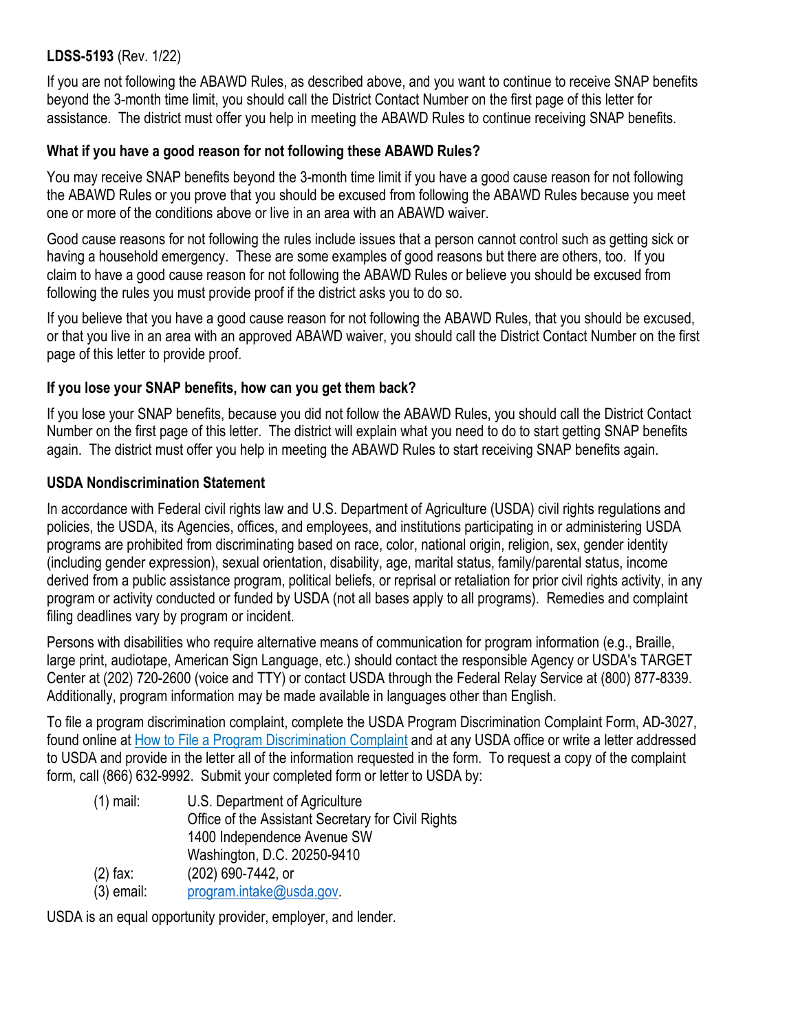**LDSS-5193** (Rev. 1/22)

If you are not following the ABAWD Rules, as described above, and you want to continue to receive SNAP benefits beyond the 3-month time limit, you should call the District Contact Number on the first page of this letter for assistance. The district must offer you help in meeting the ABAWD Rules to continue receiving SNAP benefits.

### What if you have a good reason for not following these ABAWD Rules?

You may receive SNAP benefits beyond the 3-month time limit if you have a good cause reason for not following the ABAWD Rules or you prove that you should be excused from following the ABAWD Rules because you meet one or more of the conditions above or live in an area with an ABAWD waiver.

Good cause reasons for not following the rules include issues that a person cannot control such as getting sick or having a household emergency. These are some examples of good reasons but there are others, too. If you claim to have a good cause reason for not following the ABAWD Rules or believe you should be excused from following the rules you must provide proof if the district asks you to do so.

If you believe that you have a good cause reason for not following the ABAWD Rules, that you should be excused, or that you live in an area with an approved ABAWD waiver, you should call the District Contact Number on the first page of this letter to provide proof.

### If you lose your SNAP benefits, how can you get them back?

If you lose your SNAP benefits, because you did not follow the ABAWD Rules, you should call the District Contact Number on the first page of this letter. The district will explain what you need to do to start getting SNAP benefits again. The district must offer you help in meeting the ABAWD Rules to start receiving SNAP benefits again.

### USDA Nondiscrimination Statement

In accordance with Federal civil rights law and U.S. Department of Agriculture (USDA) civil rights regulations and policies, the USDA, its Agencies, offices, and employees, and institutions participating in or administering USDA programs are prohibited from discriminating based on race, color, national origin, religion, sex, gender identity (including gender expression), sexual orientation, disability, age, marital status, family/parental status, income derived from a public assistance program, political beliefs, or reprisal or retaliation for prior civil rights activity, in any program or activity conducted or funded by USDA (not all bases apply to all programs). Remedies and complaint filing deadlines vary by program or incident.

Persons with disabilities who require alternative means of communication for program information (e.g., Braille, large print, audiotape, American Sign Language, etc.) should contact the responsible Agency or USDA's TARGET Center at (202) 720-2600 (voice and TTY) or contact USDA through the Federal Relay Service at (800) 877-8339. Additionally, program information may be made available in languages other than English.

To file a program discrimination complaint, complete the USDA Program Discrimination Complaint Form, AD-3027, found online at How to File a Program Discrimination Complaint and at any USDA office or write a letter addressed to USDA and provide in the letter all of the information requested in the form. To request a copy of the complaint form, call (866) 632-9992. Submit your completed form or letter to USDA by:

(1) mail: U.S. Department of Agriculture
Office of the Assistant Secretary for Civil Rights
1400 Independence Avenue SW
Washington, D.C. 20250-9410

(2) fax: (202) 690-7442, or

(3) email: program.intake@usda.gov.

USDA is an equal opportunity provider, employer, and lender.